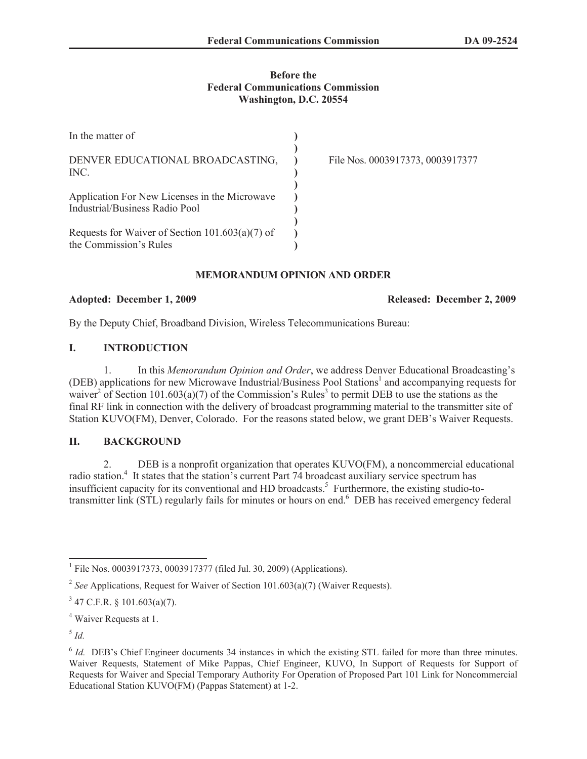**Before the**
**Federal Communications Commission**
**Washington, D.C. 20554**

| | | |
|---|---|---|
| In the matter of | ) | |
| | ) | |
| DENVER EDUCATIONAL BROADCASTING, INC. | ) | File Nos. 0003917373, 0003917377 |
| | ) | |
| Application For New Licenses in the Microwave Industrial/Business Radio Pool | ) | |
| | ) | |
| Requests for Waiver of Section 101.603(a)(7) of the Commission's Rules | ) | |

## MEMORANDUM OPINION AND ORDER

**Adopted: December 1, 2009** **Released: December 2, 2009**

By the Deputy Chief, Broadband Division, Wireless Telecommunications Bureau:

## I. INTRODUCTION

1. In this *Memorandum Opinion and Order*, we address Denver Educational Broadcasting's (DEB) applications for new Microwave Industrial/Business Pool Stations[1] and accompanying requests for waiver[2] of Section 101.603(a)(7) of the Commission's Rules[3] to permit DEB to use the stations as the final RF link in connection with the delivery of broadcast programming material to the transmitter site of Station KUVO(FM), Denver, Colorado. For the reasons stated below, we grant DEB's Waiver Requests.

## II. BACKGROUND

2. DEB is a nonprofit organization that operates KUVO(FM), a noncommercial educational radio station.[4] It states that the station's current Part 74 broadcast auxiliary service spectrum has insufficient capacity for its conventional and HD broadcasts.[5] Furthermore, the existing studio-to-transmitter link (STL) regularly fails for minutes or hours on end.[6] DEB has received emergency federal

---

[1] File Nos. 0003917373, 0003917377 (filed Jul. 30, 2009) (Applications).

[2] *See* Applications, Request for Waiver of Section 101.603(a)(7) (Waiver Requests).

[3] 47 C.F.R. § 101.603(a)(7).

[4] Waiver Requests at 1.

[5] *Id.*

[6] *Id.* DEB's Chief Engineer documents 34 instances in which the existing STL failed for more than three minutes. Waiver Requests, Statement of Mike Pappas, Chief Engineer, KUVO, In Support of Requests for Support of Requests for Waiver and Special Temporary Authority For Operation of Proposed Part 101 Link for Noncommercial Educational Station KUVO(FM) (Pappas Statement) at 1-2.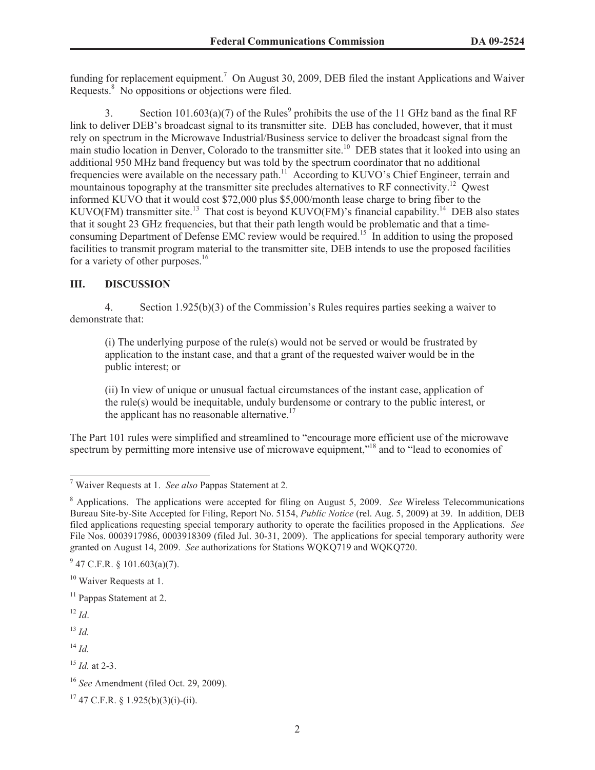funding for replacement equipment.[7] On August 30, 2009, DEB filed the instant Applications and Waiver Requests.[8] No oppositions or objections were filed.

3. Section 101.603(a)(7) of the Rules[9] prohibits the use of the 11 GHz band as the final RF link to deliver DEB's broadcast signal to its transmitter site. DEB has concluded, however, that it must rely on spectrum in the Microwave Industrial/Business service to deliver the broadcast signal from the main studio location in Denver, Colorado to the transmitter site.[10] DEB states that it looked into using an additional 950 MHz band frequency but was told by the spectrum coordinator that no additional frequencies were available on the necessary path.[11] According to KUVO's Chief Engineer, terrain and mountainous topography at the transmitter site precludes alternatives to RF connectivity.[12] Qwest informed KUVO that it would cost $72,000 plus $5,000/month lease charge to bring fiber to the KUVO(FM) transmitter site.[13] That cost is beyond KUVO(FM)'s financial capability.[14] DEB also states that it sought 23 GHz frequencies, but that their path length would be problematic and that a time-consuming Department of Defense EMC review would be required.[15] In addition to using the proposed facilities to transmit program material to the transmitter site, DEB intends to use the proposed facilities for a variety of other purposes.[16]

## III. DISCUSSION

4. Section 1.925(b)(3) of the Commission's Rules requires parties seeking a waiver to demonstrate that:

> (i) The underlying purpose of the rule(s) would not be served or would be frustrated by application to the instant case, and that a grant of the requested waiver would be in the public interest; or
>
> (ii) In view of unique or unusual factual circumstances of the instant case, application of the rule(s) would be inequitable, unduly burdensome or contrary to the public interest, or the applicant has no reasonable alternative.[17]

The Part 101 rules were simplified and streamlined to "encourage more efficient use of the microwave spectrum by permitting more intensive use of microwave equipment,"[18] and to "lead to economies of

---

[7] Waiver Requests at 1. *See also* Pappas Statement at 2.

[8] Applications. The applications were accepted for filing on August 5, 2009. *See* Wireless Telecommunications Bureau Site-by-Site Accepted for Filing, Report No. 5154, *Public Notice* (rel. Aug. 5, 2009) at 39. In addition, DEB filed applications requesting special temporary authority to operate the facilities proposed in the Applications. *See* File Nos. 0003917986, 0003918309 (filed Jul. 30-31, 2009). The applications for special temporary authority were granted on August 14, 2009. *See* authorizations for Stations WQKQ719 and WQKQ720.

[9] 47 C.F.R. § 101.603(a)(7).

[10] Waiver Requests at 1.

[11] Pappas Statement at 2.

[12] *Id*.

[13] *Id.*

[14] *Id.*

[15] *Id.* at 2-3.

[16] *See* Amendment (filed Oct. 29, 2009).

[17] 47 C.F.R. § 1.925(b)(3)(i)-(ii).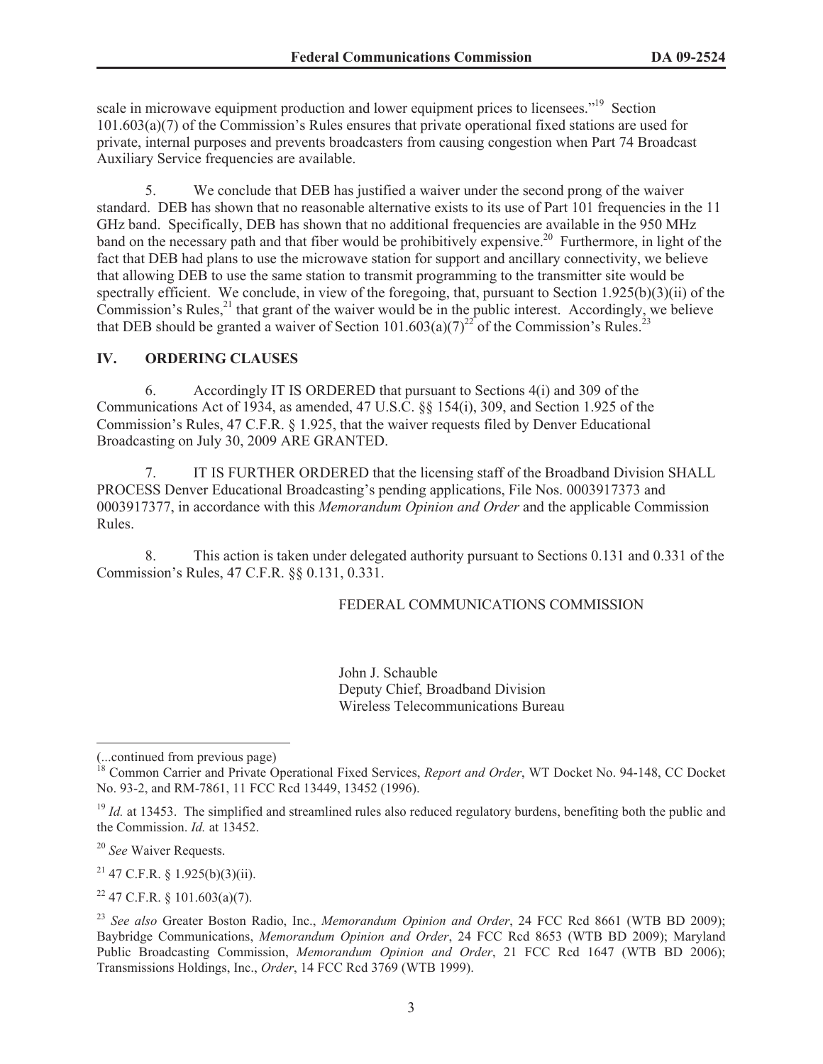scale in microwave equipment production and lower equipment prices to licensees."[19] Section 101.603(a)(7) of the Commission's Rules ensures that private operational fixed stations are used for private, internal purposes and prevents broadcasters from causing congestion when Part 74 Broadcast Auxiliary Service frequencies are available.

5. We conclude that DEB has justified a waiver under the second prong of the waiver standard. DEB has shown that no reasonable alternative exists to its use of Part 101 frequencies in the 11 GHz band. Specifically, DEB has shown that no additional frequencies are available in the 950 MHz band on the necessary path and that fiber would be prohibitively expensive.[20] Furthermore, in light of the fact that DEB had plans to use the microwave station for support and ancillary connectivity, we believe that allowing DEB to use the same station to transmit programming to the transmitter site would be spectrally efficient. We conclude, in view of the foregoing, that, pursuant to Section 1.925(b)(3)(ii) of the Commission's Rules,[21] that grant of the waiver would be in the public interest. Accordingly, we believe that DEB should be granted a waiver of Section 101.603(a)(7)[22] of the Commission's Rules.[23]

## IV. ORDERING CLAUSES

6. Accordingly IT IS ORDERED that pursuant to Sections 4(i) and 309 of the Communications Act of 1934, as amended, 47 U.S.C. §§ 154(i), 309, and Section 1.925 of the Commission's Rules, 47 C.F.R. § 1.925, that the waiver requests filed by Denver Educational Broadcasting on July 30, 2009 ARE GRANTED.

7. IT IS FURTHER ORDERED that the licensing staff of the Broadband Division SHALL PROCESS Denver Educational Broadcasting's pending applications, File Nos. 0003917373 and 0003917377, in accordance with this *Memorandum Opinion and Order* and the applicable Commission Rules.

8. This action is taken under delegated authority pursuant to Sections 0.131 and 0.331 of the Commission's Rules, 47 C.F.R. §§ 0.131, 0.331.

FEDERAL COMMUNICATIONS COMMISSION

John J. Schauble
Deputy Chief, Broadband Division
Wireless Telecommunications Bureau

---

(...continued from previous page)

[18] Common Carrier and Private Operational Fixed Services, *Report and Order*, WT Docket No. 94-148, CC Docket No. 93-2, and RM-7861, 11 FCC Rcd 13449, 13452 (1996).

[19] *Id.* at 13453. The simplified and streamlined rules also reduced regulatory burdens, benefiting both the public and the Commission. *Id.* at 13452.

[20] *See* Waiver Requests.

[21] 47 C.F.R. § 1.925(b)(3)(ii).

[22] 47 C.F.R. § 101.603(a)(7).

[23] *See also* Greater Boston Radio, Inc., *Memorandum Opinion and Order*, 24 FCC Rcd 8661 (WTB BD 2009); Baybridge Communications, *Memorandum Opinion and Order*, 24 FCC Rcd 8653 (WTB BD 2009); Maryland Public Broadcasting Commission, *Memorandum Opinion and Order*, 21 FCC Rcd 1647 (WTB BD 2006); Transmissions Holdings, Inc., *Order*, 14 FCC Rcd 3769 (WTB 1999).